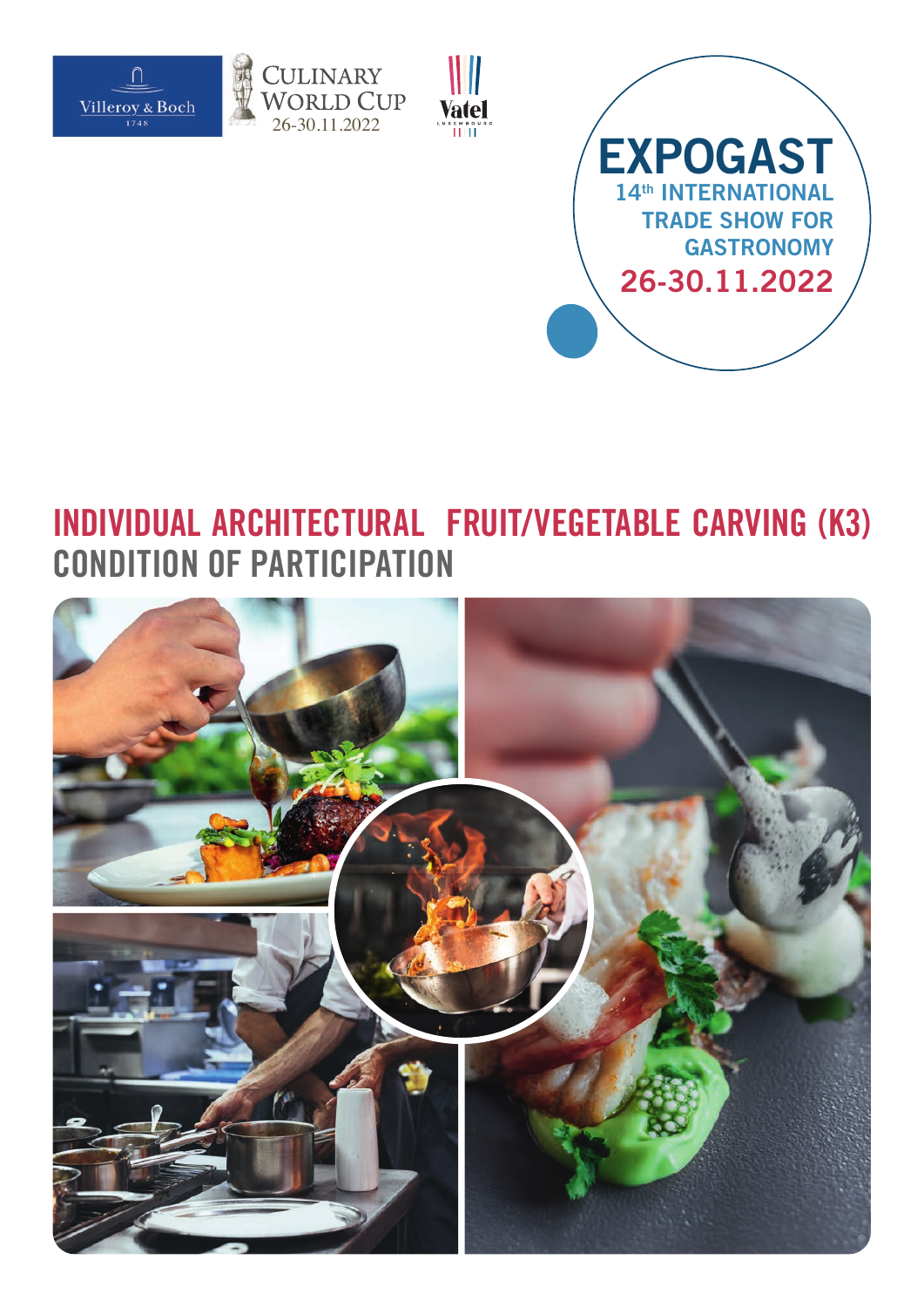Villeroy & Boch 1748

CULINARY WORLD CUP 26-30.11.2022

Vatel LUXEMBOURG

# EXPOGAST

14th INTERNATIONAL TRADE SHOW FOR GASTRONOMY

26-30.11.2022

## INDIVIDUAL ARCHITECTURAL FRUIT/VEGETABLE CARVING (K3)

## CONDITION OF PARTICIPATION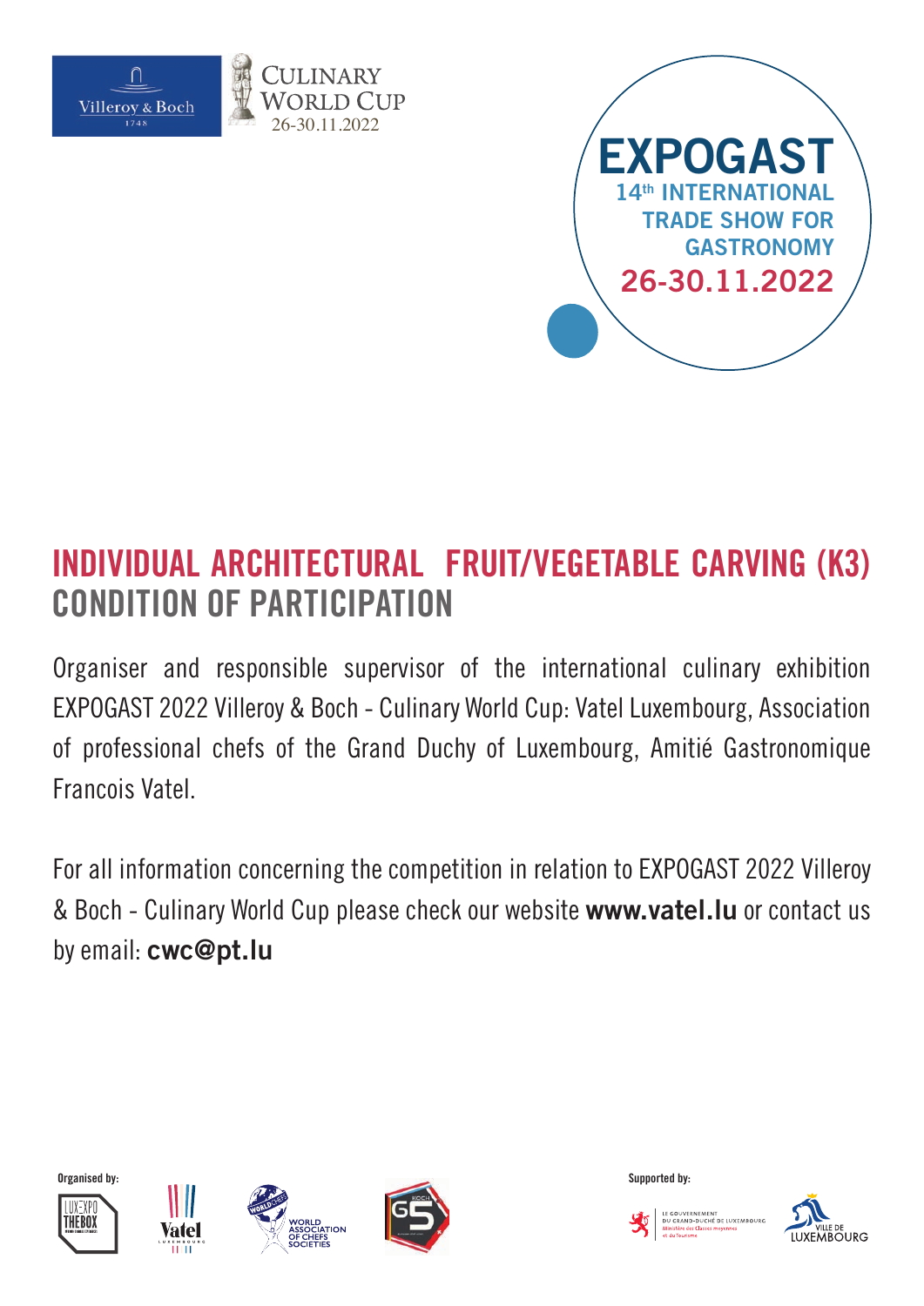Villeroy & Boch 1748

CULINARY WORLD CUP 26-30.11.2022

**EXPOGAST**
14th INTERNATIONAL TRADE SHOW FOR GASTRONOMY
26-30.11.2022

# INDIVIDUAL ARCHITECTURAL FRUIT/VEGETABLE CARVING (K3)
## CONDITION OF PARTICIPATION

Organiser and responsible supervisor of the international culinary exhibition EXPOGAST 2022 Villeroy & Boch - Culinary World Cup: Vatel Luxembourg, Association of professional chefs of the Grand Duchy of Luxembourg, Amitié Gastronomique Francois Vatel.

For all information concerning the competition in relation to EXPOGAST 2022 Villeroy & Boch - Culinary World Cup please check our website **www.vatel.lu** or contact us by email: **cwc@pt.lu**

Organised by:

LUXEXPO THE BOX

Vatel Luxembourg

WORLD ASSOCIATION OF CHEFS SOCIETIES

G5

Supported by:

LE GOUVERNEMENT DU GRAND-DUCHÉ DE LUXEMBOURG Ministère des Classes moyennes et du Tourisme

VILLE DE LUXEMBOURG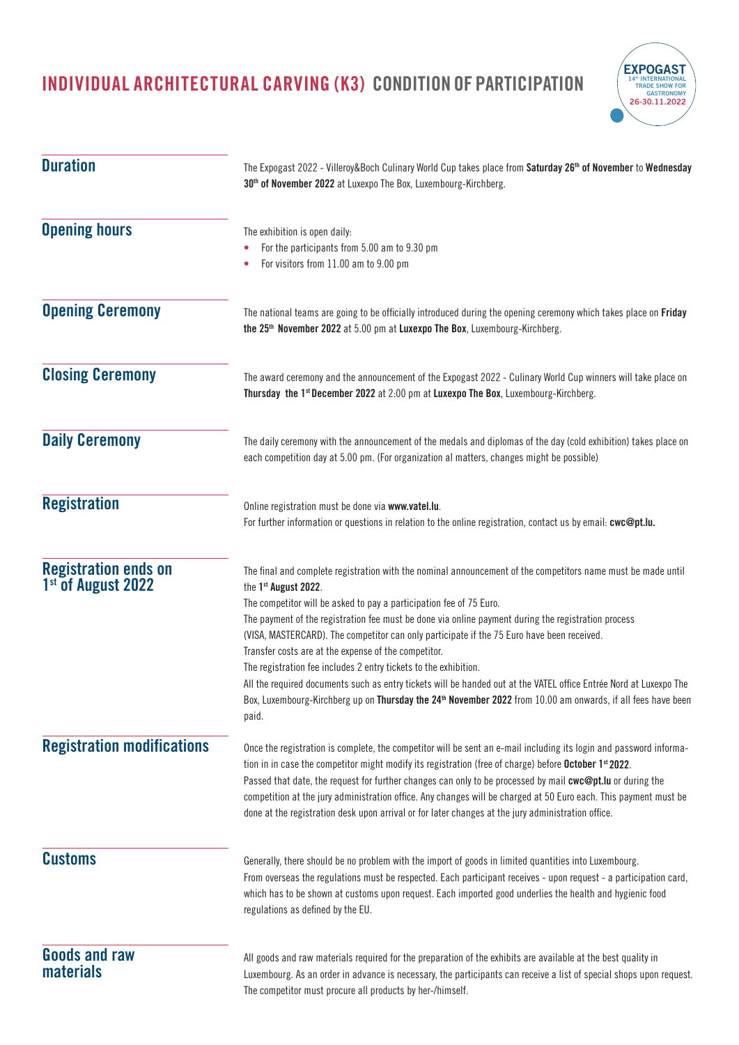# INDIVIDUAL ARCHITECTURAL CARVING (K3) CONDITION OF PARTICIPATION

## Duration

The Expogast 2022 - Villeroy&Boch Culinary World Cup takes place from **Saturday 26th of November** to **Wednesday 30th of November 2022** at Luxexpo The Box, Luxembourg-Kirchberg.

## Opening hours

The exhibition is open daily:

- For the participants from 5.00 am to 9.30 pm
- For visitors from 11.00 am to 9.00 pm

## Opening Ceremony

The national teams are going to be officially introduced during the opening ceremony which takes place on **Friday the 25th November 2022** at 5.00 pm at **Luxexpo The Box**, Luxembourg-Kirchberg.

## Closing Ceremony

The award ceremony and the announcement of the Expogast 2022 - Culinary World Cup winners will take place on **Thursday the 1st December 2022** at 2:00 pm at **Luxexpo The Box**, Luxembourg-Kirchberg.

## Daily Ceremony

The daily ceremony with the announcement of the medals and diplomas of the day (cold exhibition) takes place on each competition day at 5.00 pm. (For organization al matters, changes might be possible)

## Registration

Online registration must be done via **www.vatel.lu**.
For further information or questions in relation to the online registration, contact us by email: **cwc@pt.lu.**

## Registration ends on 1st of August 2022

The final and complete registration with the nominal announcement of the competitors name must be made until the **1st August 2022**.
The competitor will be asked to pay a participation fee of 75 Euro.
The payment of the registration fee must be done via online payment during the registration process (VISA, MASTERCARD). The competitor can only participate if the 75 Euro have been received.
Transfer costs are at the expense of the competitor.
The registration fee includes 2 entry tickets to the exhibition.
All the required documents such as entry tickets will be handed out at the VATEL office Entrée Nord at Luxexpo The Box, Luxembourg-Kirchberg up on **Thursday the 24th November 2022** from 10.00 am onwards, if all fees have been paid.

## Registration modifications

Once the registration is complete, the competitor will be sent an e-mail including its login and password information in in case the competitor might modify its registration (free of charge) before **October 1st 2022**.
Passed that date, the request for further changes can only to be processed by mail **cwc@pt.lu** or during the competition at the jury administration office. Any changes will be charged at 50 Euro each. This payment must be done at the registration desk upon arrival or for later changes at the jury administration office.

## Customs

Generally, there should be no problem with the import of goods in limited quantities into Luxembourg.
From overseas the regulations must be respected. Each participant receives - upon request - a participation card, which has to be shown at customs upon request. Each imported good underlies the health and hygienic food regulations as defined by the EU.

## Goods and raw materials

All goods and raw materials required for the preparation of the exhibits are available at the best quality in Luxembourg. As an order in advance is necessary, the participants can receive a list of special shops upon request. The competitor must procure all products by her-/himself.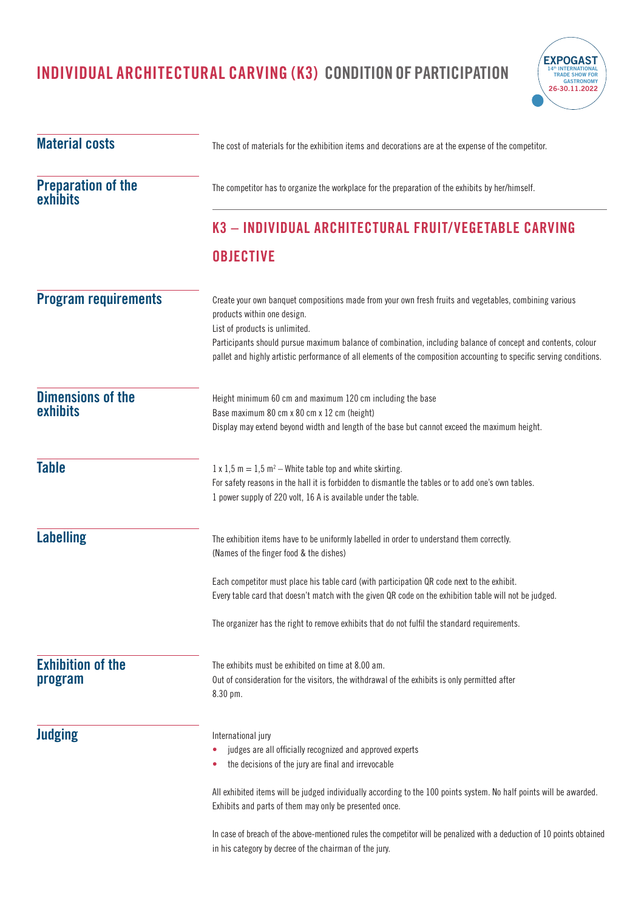# INDIVIDUAL ARCHITECTURAL CARVING (K3) CONDITION OF PARTICIPATION

EXPOGAST
14th INTERNATIONAL TRADE SHOW FOR GASTRONOMY
26-30.11.2022

## Material costs

The cost of materials for the exhibition items and decorations are at the expense of the competitor.

## Preparation of the exhibits

The competitor has to organize the workplace for the preparation of the exhibits by her/himself.

## K3 – INDIVIDUAL ARCHITECTURAL FRUIT/VEGETABLE CARVING

## OBJECTIVE

## Program requirements

Create your own banquet compositions made from your own fresh fruits and vegetables, combining various products within one design.
List of products is unlimited.
Participants should pursue maximum balance of combination, including balance of concept and contents, colour pallet and highly artistic performance of all elements of the composition accounting to specific serving conditions.

## Dimensions of the exhibits

Height minimum 60 cm and maximum 120 cm including the base
Base maximum 80 cm x 80 cm x 12 cm (height)
Display may extend beyond width and length of the base but cannot exceed the maximum height.

## Table

1 x 1,5 m = 1,5 m$^2$ – White table top and white skirting.
For safety reasons in the hall it is forbidden to dismantle the tables or to add one's own tables.
1 power supply of 220 volt, 16 A is available under the table.

## Labelling

The exhibition items have to be uniformly labelled in order to understand them correctly.
(Names of the finger food & the dishes)

Each competitor must place his table card (with participation QR code next to the exhibit.
Every table card that doesn't match with the given QR code on the exhibition table will not be judged.

The organizer has the right to remove exhibits that do not fulfil the standard requirements.

## Exhibition of the program

The exhibits must be exhibited on time at 8.00 am.
Out of consideration for the visitors, the withdrawal of the exhibits is only permitted after 8.30 pm.

## Judging

International jury

- judges are all officially recognized and approved experts
- the decisions of the jury are final and irrevocable

All exhibited items will be judged individually according to the 100 points system. No half points will be awarded.
Exhibits and parts of them may only be presented once.

In case of breach of the above-mentioned rules the competitor will be penalized with a deduction of 10 points obtained in his category by decree of the chairman of the jury.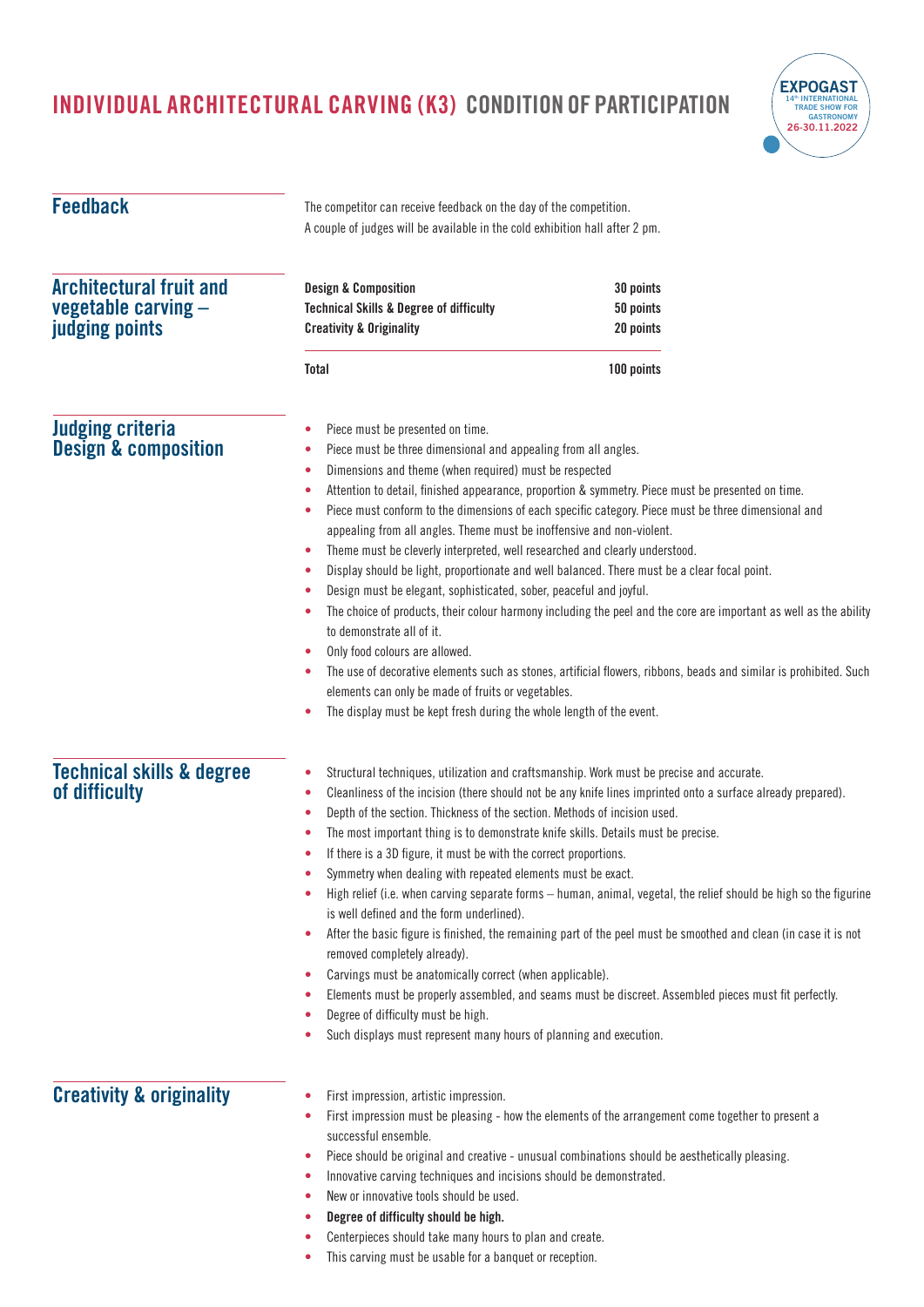# INDIVIDUAL ARCHITECTURAL CARVING (K3) CONDITION OF PARTICIPATION

## Feedback

The competitor can receive feedback on the day of the competition.
A couple of judges will be available in the cold exhibition hall after 2 pm.

## Architectural fruit and vegetable carving – judging points

| | |
|---|---|
| **Design & Composition** | **30 points** |
| **Technical Skills & Degree of difficulty** | **50 points** |
| **Creativity & Originality** | **20 points** |
| **Total** | **100 points** |

## Judging criteria Design & composition

- Piece must be presented on time.
- Piece must be three dimensional and appealing from all angles.
- Dimensions and theme (when required) must be respected
- Attention to detail, finished appearance, proportion & symmetry. Piece must be presented on time.
- Piece must conform to the dimensions of each specific category. Piece must be three dimensional and appealing from all angles. Theme must be inoffensive and non-violent.
- Theme must be cleverly interpreted, well researched and clearly understood.
- Display should be light, proportionate and well balanced. There must be a clear focal point.
- Design must be elegant, sophisticated, sober, peaceful and joyful.
- The choice of products, their colour harmony including the peel and the core are important as well as the ability to demonstrate all of it.
- Only food colours are allowed.
- The use of decorative elements such as stones, artificial flowers, ribbons, beads and similar is prohibited. Such elements can only be made of fruits or vegetables.
- The display must be kept fresh during the whole length of the event.

## Technical skills & degree of difficulty

- Structural techniques, utilization and craftsmanship. Work must be precise and accurate.
- Cleanliness of the incision (there should not be any knife lines imprinted onto a surface already prepared).
- Depth of the section. Thickness of the section. Methods of incision used.
- The most important thing is to demonstrate knife skills. Details must be precise.
- If there is a 3D figure, it must be with the correct proportions.
- Symmetry when dealing with repeated elements must be exact.
- High relief (i.e. when carving separate forms – human, animal, vegetal, the relief should be high so the figurine is well defined and the form underlined).
- After the basic figure is finished, the remaining part of the peel must be smoothed and clean (in case it is not removed completely already).
- Carvings must be anatomically correct (when applicable).
- Elements must be properly assembled, and seams must be discreet. Assembled pieces must fit perfectly.
- Degree of difficulty must be high.
- Such displays must represent many hours of planning and execution.

## Creativity & originality

- First impression, artistic impression.
- First impression must be pleasing - how the elements of the arrangement come together to present a successful ensemble.
- Piece should be original and creative - unusual combinations should be aesthetically pleasing.
- Innovative carving techniques and incisions should be demonstrated.
- New or innovative tools should be used.
- **Degree of difficulty should be high.**
- Centerpieces should take many hours to plan and create.
- This carving must be usable for a banquet or reception.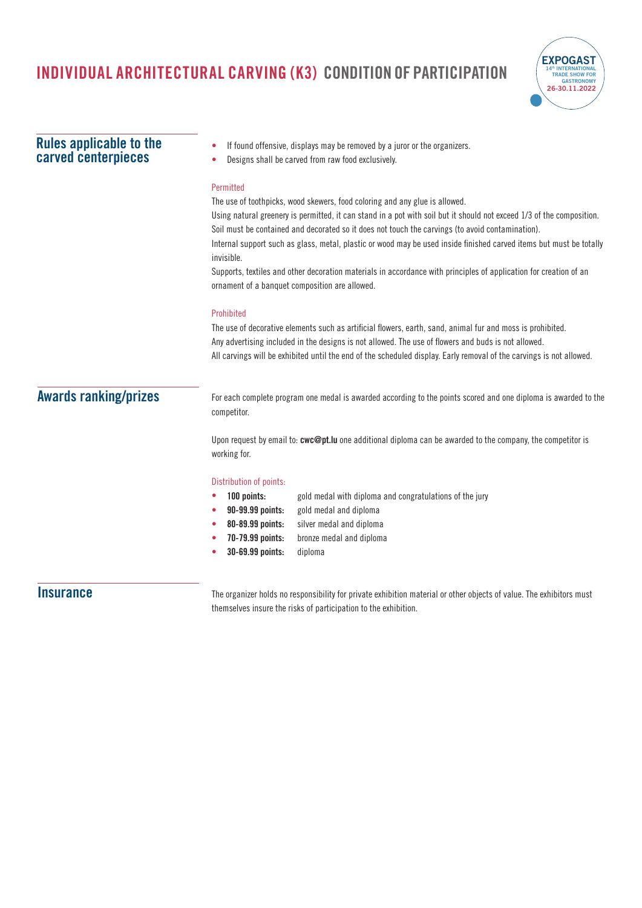# INDIVIDUAL ARCHITECTURAL CARVING (K3) CONDITION OF PARTICIPATION

EXPOGAST
14th INTERNATIONAL TRADE SHOW FOR GASTRONOMY
26-30.11.2022

## Rules applicable to the carved centerpieces

- If found offensive, displays may be removed by a juror or the organizers.
- Designs shall be carved from raw food exclusively.

Permitted

The use of toothpicks, wood skewers, food coloring and any glue is allowed.
Using natural greenery is permitted, it can stand in a pot with soil but it should not exceed 1/3 of the composition.
Soil must be contained and decorated so it does not touch the carvings (to avoid contamination).
Internal support such as glass, metal, plastic or wood may be used inside finished carved items but must be totally invisible.
Supports, textiles and other decoration materials in accordance with principles of application for creation of an ornament of a banquet composition are allowed.

Prohibited

The use of decorative elements such as artificial flowers, earth, sand, animal fur and moss is prohibited.
Any advertising included in the designs is not allowed. The use of flowers and buds is not allowed.
All carvings will be exhibited until the end of the scheduled display. Early removal of the carvings is not allowed.

## Awards ranking/prizes

For each complete program one medal is awarded according to the points scored and one diploma is awarded to the competitor.

Upon request by email to: **cwc@pt.lu** one additional diploma can be awarded to the company, the competitor is working for.

Distribution of points:

- **100 points:** gold medal with diploma and congratulations of the jury
- **90-99.99 points:** gold medal and diploma
- **80-89.99 points:** silver medal and diploma
- **70-79.99 points:** bronze medal and diploma
- **30-69.99 points:** diploma

## Insurance

The organizer holds no responsibility for private exhibition material or other objects of value. The exhibitors must themselves insure the risks of participation to the exhibition.